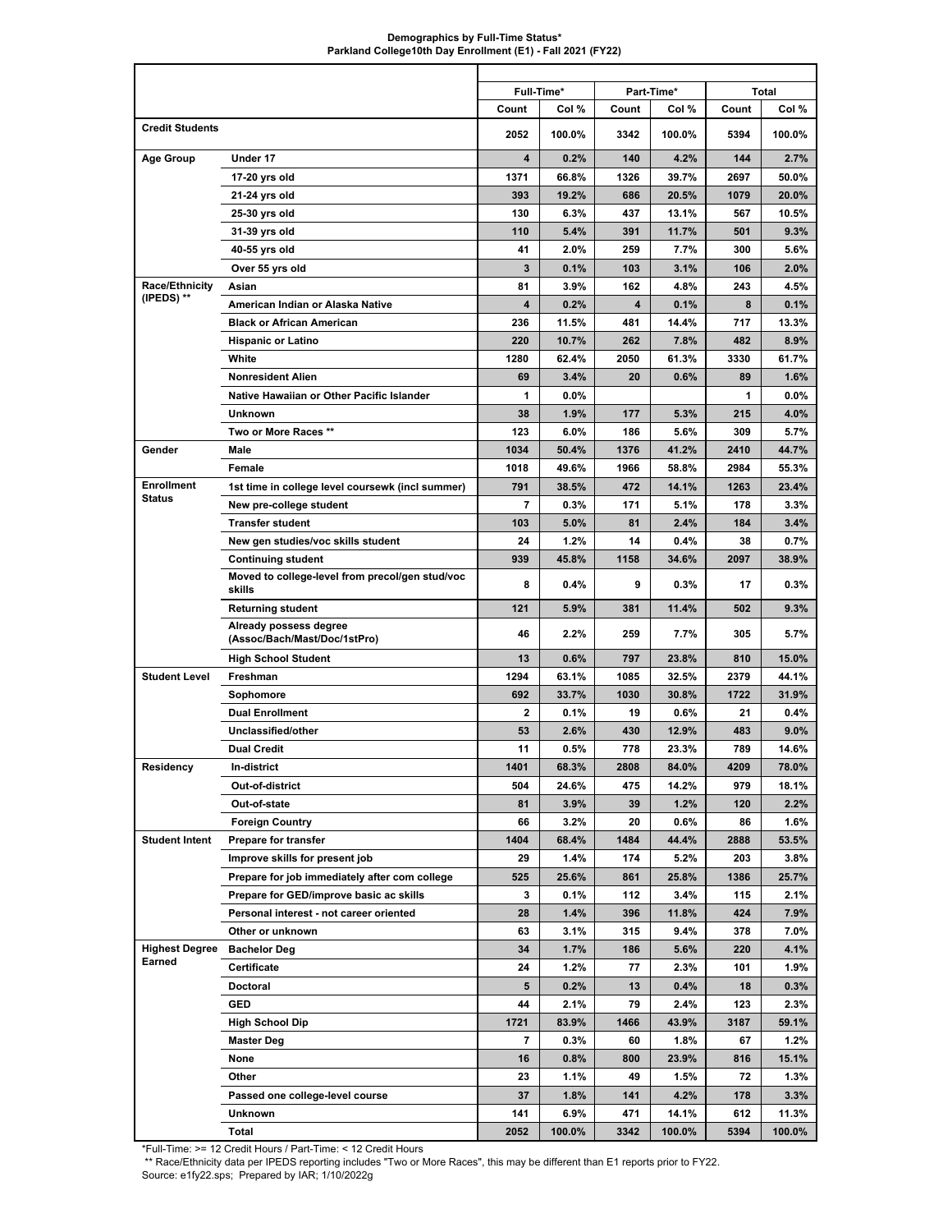**Demographics by Full-Time Status***
**Parkland College10th Day Enrollment (E1) - Fall 2021 (FY22)**

| | | Full-Time* | | Part-Time* | | Total | |
|---|---|---|---|---|---|---|---|
| | | Count | Col % | Count | Col % | Count | Col % |
| Credit Students | | 2052 | 100.0% | 3342 | 100.0% | 5394 | 100.0% |
| Age Group | Under 17 | 4 | 0.2% | 140 | 4.2% | 144 | 2.7% |
| | 17-20 yrs old | 1371 | 66.8% | 1326 | 39.7% | 2697 | 50.0% |
| | 21-24 yrs old | 393 | 19.2% | 686 | 20.5% | 1079 | 20.0% |
| | 25-30 yrs old | 130 | 6.3% | 437 | 13.1% | 567 | 10.5% |
| | 31-39 yrs old | 110 | 5.4% | 391 | 11.7% | 501 | 9.3% |
| | 40-55 yrs old | 41 | 2.0% | 259 | 7.7% | 300 | 5.6% |
| | Over 55 yrs old | 3 | 0.1% | 103 | 3.1% | 106 | 2.0% |
| Race/Ethnicity (IPEDS) ** | Asian | 81 | 3.9% | 162 | 4.8% | 243 | 4.5% |
| | American Indian or Alaska Native | 4 | 0.2% | 4 | 0.1% | 8 | 0.1% |
| | Black or African American | 236 | 11.5% | 481 | 14.4% | 717 | 13.3% |
| | Hispanic or Latino | 220 | 10.7% | 262 | 7.8% | 482 | 8.9% |
| | White | 1280 | 62.4% | 2050 | 61.3% | 3330 | 61.7% |
| | Nonresident Alien | 69 | 3.4% | 20 | 0.6% | 89 | 1.6% |
| | Native Hawaiian or Other Pacific Islander | 1 | 0.0% | | | 1 | 0.0% |
| | Unknown | 38 | 1.9% | 177 | 5.3% | 215 | 4.0% |
| | Two or More Races ** | 123 | 6.0% | 186 | 5.6% | 309 | 5.7% |
| Gender | Male | 1034 | 50.4% | 1376 | 41.2% | 2410 | 44.7% |
| | Female | 1018 | 49.6% | 1966 | 58.8% | 2984 | 55.3% |
| Enrollment Status | 1st time in college level coursewk (incl summer) | 791 | 38.5% | 472 | 14.1% | 1263 | 23.4% |
| | New pre-college student | 7 | 0.3% | 171 | 5.1% | 178 | 3.3% |
| | Transfer student | 103 | 5.0% | 81 | 2.4% | 184 | 3.4% |
| | New gen studies/voc skills student | 24 | 1.2% | 14 | 0.4% | 38 | 0.7% |
| | Continuing student | 939 | 45.8% | 1158 | 34.6% | 2097 | 38.9% |
| | Moved to college-level from precol/gen stud/voc skills | 8 | 0.4% | 9 | 0.3% | 17 | 0.3% |
| | Returning student | 121 | 5.9% | 381 | 11.4% | 502 | 9.3% |
| | Already possess degree (Assoc/Bach/Mast/Doc/1stPro) | 46 | 2.2% | 259 | 7.7% | 305 | 5.7% |
| | High School Student | 13 | 0.6% | 797 | 23.8% | 810 | 15.0% |
| Student Level | Freshman | 1294 | 63.1% | 1085 | 32.5% | 2379 | 44.1% |
| | Sophomore | 692 | 33.7% | 1030 | 30.8% | 1722 | 31.9% |
| | Dual Enrollment | 2 | 0.1% | 19 | 0.6% | 21 | 0.4% |
| | Unclassified/other | 53 | 2.6% | 430 | 12.9% | 483 | 9.0% |
| | Dual Credit | 11 | 0.5% | 778 | 23.3% | 789 | 14.6% |
| Residency | In-district | 1401 | 68.3% | 2808 | 84.0% | 4209 | 78.0% |
| | Out-of-district | 504 | 24.6% | 475 | 14.2% | 979 | 18.1% |
| | Out-of-state | 81 | 3.9% | 39 | 1.2% | 120 | 2.2% |
| | Foreign Country | 66 | 3.2% | 20 | 0.6% | 86 | 1.6% |
| Student Intent | Prepare for transfer | 1404 | 68.4% | 1484 | 44.4% | 2888 | 53.5% |
| | Improve skills for present job | 29 | 1.4% | 174 | 5.2% | 203 | 3.8% |
| | Prepare for job immediately after com college | 525 | 25.6% | 861 | 25.8% | 1386 | 25.7% |
| | Prepare for GED/improve basic ac skills | 3 | 0.1% | 112 | 3.4% | 115 | 2.1% |
| | Personal interest - not career oriented | 28 | 1.4% | 396 | 11.8% | 424 | 7.9% |
| | Other or unknown | 63 | 3.1% | 315 | 9.4% | 378 | 7.0% |
| Highest Degree Earned | Bachelor Deg | 34 | 1.7% | 186 | 5.6% | 220 | 4.1% |
| | Certificate | 24 | 1.2% | 77 | 2.3% | 101 | 1.9% |
| | Doctoral | 5 | 0.2% | 13 | 0.4% | 18 | 0.3% |
| | GED | 44 | 2.1% | 79 | 2.4% | 123 | 2.3% |
| | High School Dip | 1721 | 83.9% | 1466 | 43.9% | 3187 | 59.1% |
| | Master Deg | 7 | 0.3% | 60 | 1.8% | 67 | 1.2% |
| | None | 16 | 0.8% | 800 | 23.9% | 816 | 15.1% |
| | Other | 23 | 1.1% | 49 | 1.5% | 72 | 1.3% |
| | Passed one college-level course | 37 | 1.8% | 141 | 4.2% | 178 | 3.3% |
| | Unknown | 141 | 6.9% | 471 | 14.1% | 612 | 11.3% |
| | Total | 2052 | 100.0% | 3342 | 100.0% | 5394 | 100.0% |

*Full-Time: >= 12 Credit Hours / Part-Time: < 12 Credit Hours

** Race/Ethnicity data per IPEDS reporting includes "Two or More Races", this may be different than E1 reports prior to FY22.

Source: e1fy22.sps; Prepared by IAR; 1/10/2022g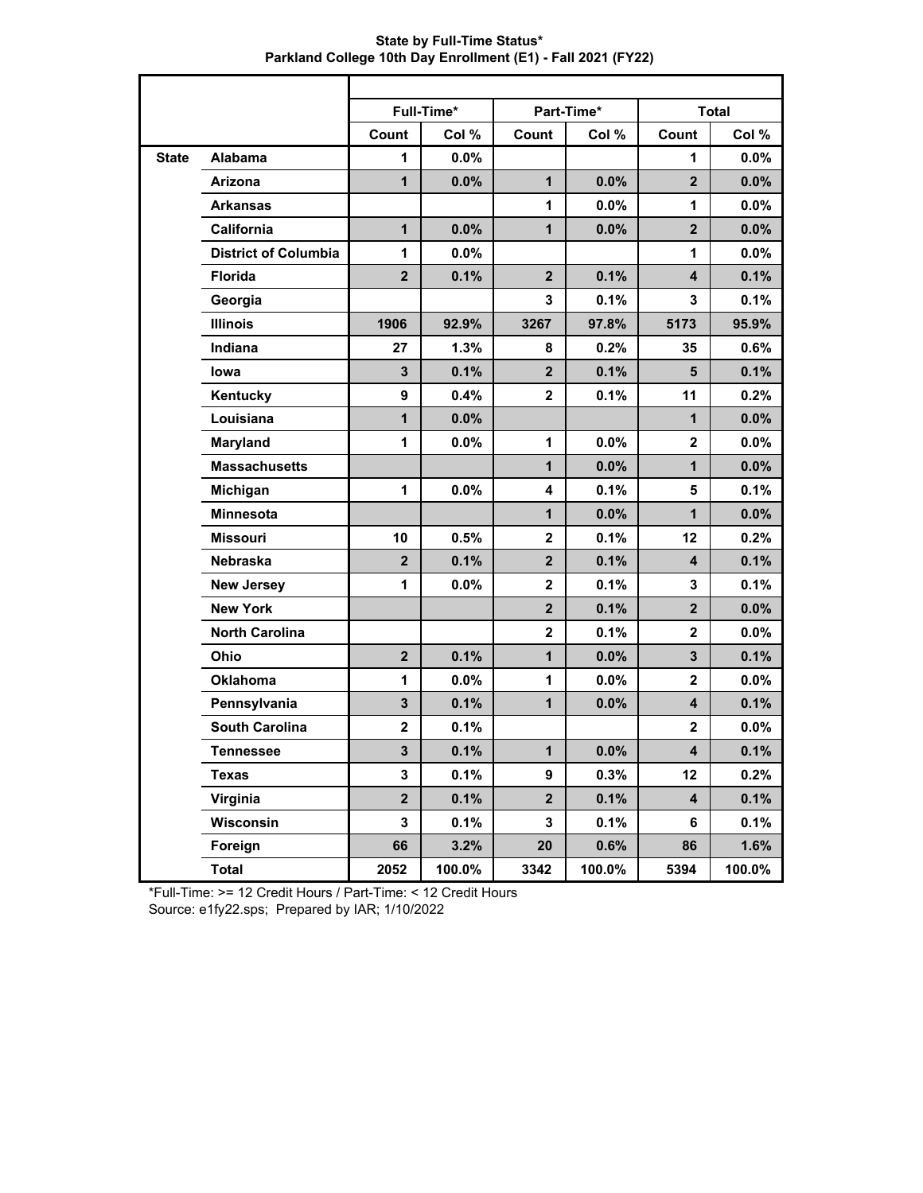**State by Full-Time Status***
**Parkland College 10th Day Enrollment (E1) - Fall 2021 (FY22)**

| | | Full-Time* | | Part-Time* | | Total | |
|---|---|---|---|---|---|---|---|
| | | Count | Col % | Count | Col % | Count | Col % |
| State | Alabama | 1 | 0.0% | | | 1 | 0.0% |
| | Arizona | 1 | 0.0% | 1 | 0.0% | 2 | 0.0% |
| | Arkansas | | | 1 | 0.0% | 1 | 0.0% |
| | California | 1 | 0.0% | 1 | 0.0% | 2 | 0.0% |
| | District of Columbia | 1 | 0.0% | | | 1 | 0.0% |
| | Florida | 2 | 0.1% | 2 | 0.1% | 4 | 0.1% |
| | Georgia | | | 3 | 0.1% | 3 | 0.1% |
| | Illinois | 1906 | 92.9% | 3267 | 97.8% | 5173 | 95.9% |
| | Indiana | 27 | 1.3% | 8 | 0.2% | 35 | 0.6% |
| | Iowa | 3 | 0.1% | 2 | 0.1% | 5 | 0.1% |
| | Kentucky | 9 | 0.4% | 2 | 0.1% | 11 | 0.2% |
| | Louisiana | 1 | 0.0% | | | 1 | 0.0% |
| | Maryland | 1 | 0.0% | 1 | 0.0% | 2 | 0.0% |
| | Massachusetts | | | 1 | 0.0% | 1 | 0.0% |
| | Michigan | 1 | 0.0% | 4 | 0.1% | 5 | 0.1% |
| | Minnesota | | | 1 | 0.0% | 1 | 0.0% |
| | Missouri | 10 | 0.5% | 2 | 0.1% | 12 | 0.2% |
| | Nebraska | 2 | 0.1% | 2 | 0.1% | 4 | 0.1% |
| | New Jersey | 1 | 0.0% | 2 | 0.1% | 3 | 0.1% |
| | New York | | | 2 | 0.1% | 2 | 0.0% |
| | North Carolina | | | 2 | 0.1% | 2 | 0.0% |
| | Ohio | 2 | 0.1% | 1 | 0.0% | 3 | 0.1% |
| | Oklahoma | 1 | 0.0% | 1 | 0.0% | 2 | 0.0% |
| | Pennsylvania | 3 | 0.1% | 1 | 0.0% | 4 | 0.1% |
| | South Carolina | 2 | 0.1% | | | 2 | 0.0% |
| | Tennessee | 3 | 0.1% | 1 | 0.0% | 4 | 0.1% |
| | Texas | 3 | 0.1% | 9 | 0.3% | 12 | 0.2% |
| | Virginia | 2 | 0.1% | 2 | 0.1% | 4 | 0.1% |
| | Wisconsin | 3 | 0.1% | 3 | 0.1% | 6 | 0.1% |
| | Foreign | 66 | 3.2% | 20 | 0.6% | 86 | 1.6% |
| | Total | 2052 | 100.0% | 3342 | 100.0% | 5394 | 100.0% |

*Full-Time: >= 12 Credit Hours / Part-Time: < 12 Credit Hours
Source: e1fy22.sps; Prepared by IAR; 1/10/2022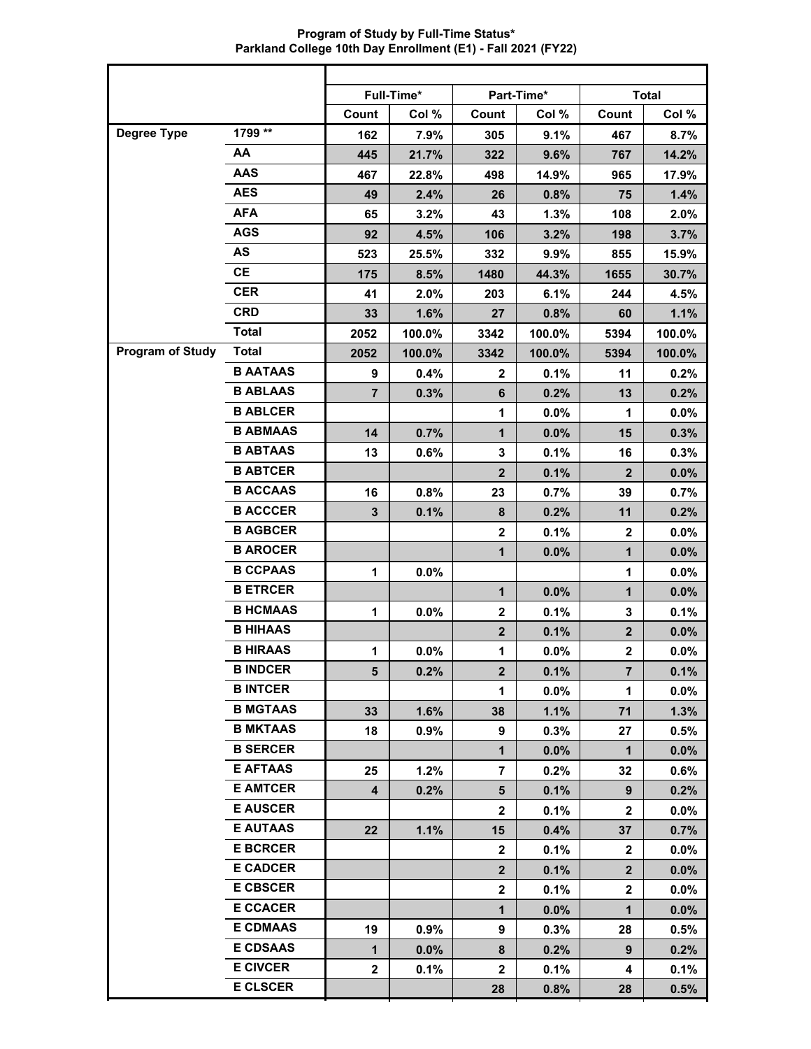**Program of Study by Full-Time Status***
**Parkland College 10th Day Enrollment (E1) - Fall 2021 (FY22)**

| | | Full-Time* | | Part-Time* | | Total | |
|---|---|---|---|---|---|---|---|
| | | Count | Col % | Count | Col % | Count | Col % |
| **Degree Type** | 1799 ** | 162 | 7.9% | 305 | 9.1% | 467 | 8.7% |
| | AA | 445 | 21.7% | 322 | 9.6% | 767 | 14.2% |
| | AAS | 467 | 22.8% | 498 | 14.9% | 965 | 17.9% |
| | AES | 49 | 2.4% | 26 | 0.8% | 75 | 1.4% |
| | AFA | 65 | 3.2% | 43 | 1.3% | 108 | 2.0% |
| | AGS | 92 | 4.5% | 106 | 3.2% | 198 | 3.7% |
| | AS | 523 | 25.5% | 332 | 9.9% | 855 | 15.9% |
| | CE | 175 | 8.5% | 1480 | 44.3% | 1655 | 30.7% |
| | CER | 41 | 2.0% | 203 | 6.1% | 244 | 4.5% |
| | CRD | 33 | 1.6% | 27 | 0.8% | 60 | 1.1% |
| | Total | 2052 | 100.0% | 3342 | 100.0% | 5394 | 100.0% |
| **Program of Study** | Total | 2052 | 100.0% | 3342 | 100.0% | 5394 | 100.0% |
| | B AATAAS | 9 | 0.4% | 2 | 0.1% | 11 | 0.2% |
| | B ABLAAS | 7 | 0.3% | 6 | 0.2% | 13 | 0.2% |
| | B ABLCER | | | 1 | 0.0% | 1 | 0.0% |
| | B ABMAAS | 14 | 0.7% | 1 | 0.0% | 15 | 0.3% |
| | B ABTAAS | 13 | 0.6% | 3 | 0.1% | 16 | 0.3% |
| | B ABTCER | | | 2 | 0.1% | 2 | 0.0% |
| | B ACCAAS | 16 | 0.8% | 23 | 0.7% | 39 | 0.7% |
| | B ACCCER | 3 | 0.1% | 8 | 0.2% | 11 | 0.2% |
| | B AGBCER | | | 2 | 0.1% | 2 | 0.0% |
| | B AROCER | | | 1 | 0.0% | 1 | 0.0% |
| | B CCPAAS | 1 | 0.0% | | | 1 | 0.0% |
| | B ETRCER | | | 1 | 0.0% | 1 | 0.0% |
| | B HCMAAS | 1 | 0.0% | 2 | 0.1% | 3 | 0.1% |
| | B HIHAAS | | | 2 | 0.1% | 2 | 0.0% |
| | B HIRAAS | 1 | 0.0% | 1 | 0.0% | 2 | 0.0% |
| | B INDCER | 5 | 0.2% | 2 | 0.1% | 7 | 0.1% |
| | B INTCER | | | 1 | 0.0% | 1 | 0.0% |
| | B MGTAAS | 33 | 1.6% | 38 | 1.1% | 71 | 1.3% |
| | B MKTAAS | 18 | 0.9% | 9 | 0.3% | 27 | 0.5% |
| | B SERCER | | | 1 | 0.0% | 1 | 0.0% |
| | E AFTAAS | 25 | 1.2% | 7 | 0.2% | 32 | 0.6% |
| | E AMTCER | 4 | 0.2% | 5 | 0.1% | 9 | 0.2% |
| | E AUSCER | | | 2 | 0.1% | 2 | 0.0% |
| | E AUTAAS | 22 | 1.1% | 15 | 0.4% | 37 | 0.7% |
| | E BCRCER | | | 2 | 0.1% | 2 | 0.0% |
| | E CADCER | | | 2 | 0.1% | 2 | 0.0% |
| | E CBSCER | | | 2 | 0.1% | 2 | 0.0% |
| | E CCACER | | | 1 | 0.0% | 1 | 0.0% |
| | E CDMAAS | 19 | 0.9% | 9 | 0.3% | 28 | 0.5% |
| | E CDSAAS | 1 | 0.0% | 8 | 0.2% | 9 | 0.2% |
| | E CIVCER | 2 | 0.1% | 2 | 0.1% | 4 | 0.1% |
| | E CLSCER | | | 28 | 0.8% | 28 | 0.5% |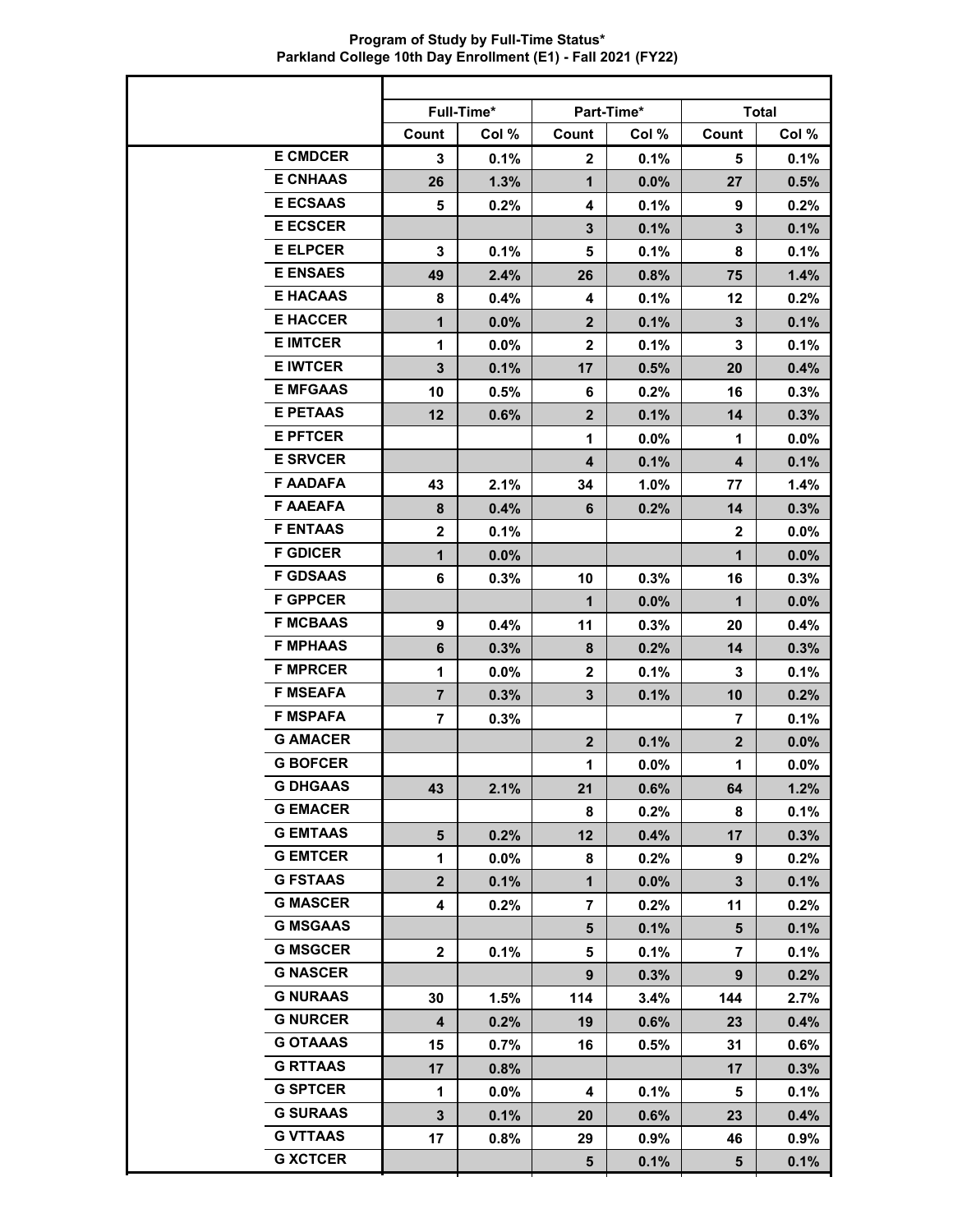**Program of Study by Full-Time Status***
**Parkland College 10th Day Enrollment (E1) - Fall 2021 (FY22)**

| | Full-Time* | | Part-Time* | | Total | |
|---|---|---|---|---|---|---|
| | Count | Col % | Count | Col % | Count | Col % |
| E CMDCER | 3 | 0.1% | 2 | 0.1% | 5 | 0.1% |
| E CNHAAS | 26 | 1.3% | 1 | 0.0% | 27 | 0.5% |
| E ECSAAS | 5 | 0.2% | 4 | 0.1% | 9 | 0.2% |
| E ECSCER | | | 3 | 0.1% | 3 | 0.1% |
| E ELPCER | 3 | 0.1% | 5 | 0.1% | 8 | 0.1% |
| E ENSAES | 49 | 2.4% | 26 | 0.8% | 75 | 1.4% |
| E HACAAS | 8 | 0.4% | 4 | 0.1% | 12 | 0.2% |
| E HACCER | 1 | 0.0% | 2 | 0.1% | 3 | 0.1% |
| E IMTCER | 1 | 0.0% | 2 | 0.1% | 3 | 0.1% |
| E IWTCER | 3 | 0.1% | 17 | 0.5% | 20 | 0.4% |
| E MFGAAS | 10 | 0.5% | 6 | 0.2% | 16 | 0.3% |
| E PETAAS | 12 | 0.6% | 2 | 0.1% | 14 | 0.3% |
| E PFTCER | | | 1 | 0.0% | 1 | 0.0% |
| E SRVCER | | | 4 | 0.1% | 4 | 0.1% |
| F AADAFA | 43 | 2.1% | 34 | 1.0% | 77 | 1.4% |
| F AAEAFA | 8 | 0.4% | 6 | 0.2% | 14 | 0.3% |
| F ENTAAS | 2 | 0.1% | | | 2 | 0.0% |
| F GDICER | 1 | 0.0% | | | 1 | 0.0% |
| F GDSAAS | 6 | 0.3% | 10 | 0.3% | 16 | 0.3% |
| F GPPCER | | | 1 | 0.0% | 1 | 0.0% |
| F MCBAAS | 9 | 0.4% | 11 | 0.3% | 20 | 0.4% |
| F MPHAAS | 6 | 0.3% | 8 | 0.2% | 14 | 0.3% |
| F MPRCER | 1 | 0.0% | 2 | 0.1% | 3 | 0.1% |
| F MSEAFA | 7 | 0.3% | 3 | 0.1% | 10 | 0.2% |
| F MSPAFA | 7 | 0.3% | | | 7 | 0.1% |
| G AMACER | | | 2 | 0.1% | 2 | 0.0% |
| G BOFCER | | | 1 | 0.0% | 1 | 0.0% |
| G DHGAAS | 43 | 2.1% | 21 | 0.6% | 64 | 1.2% |
| G EMACER | | | 8 | 0.2% | 8 | 0.1% |
| G EMTAAS | 5 | 0.2% | 12 | 0.4% | 17 | 0.3% |
| G EMTCER | 1 | 0.0% | 8 | 0.2% | 9 | 0.2% |
| G FSTAAS | 2 | 0.1% | 1 | 0.0% | 3 | 0.1% |
| G MASCER | 4 | 0.2% | 7 | 0.2% | 11 | 0.2% |
| G MSGAAS | | | 5 | 0.1% | 5 | 0.1% |
| G MSGCER | 2 | 0.1% | 5 | 0.1% | 7 | 0.1% |
| G NASCER | | | 9 | 0.3% | 9 | 0.2% |
| G NURAAS | 30 | 1.5% | 114 | 3.4% | 144 | 2.7% |
| G NURCER | 4 | 0.2% | 19 | 0.6% | 23 | 0.4% |
| G OTAAAS | 15 | 0.7% | 16 | 0.5% | 31 | 0.6% |
| G RTTAAS | 17 | 0.8% | | | 17 | 0.3% |
| G SPTCER | 1 | 0.0% | 4 | 0.1% | 5 | 0.1% |
| G SURAAS | 3 | 0.1% | 20 | 0.6% | 23 | 0.4% |
| G VTTAAS | 17 | 0.8% | 29 | 0.9% | 46 | 0.9% |
| G XCTCER | | | 5 | 0.1% | 5 | 0.1% |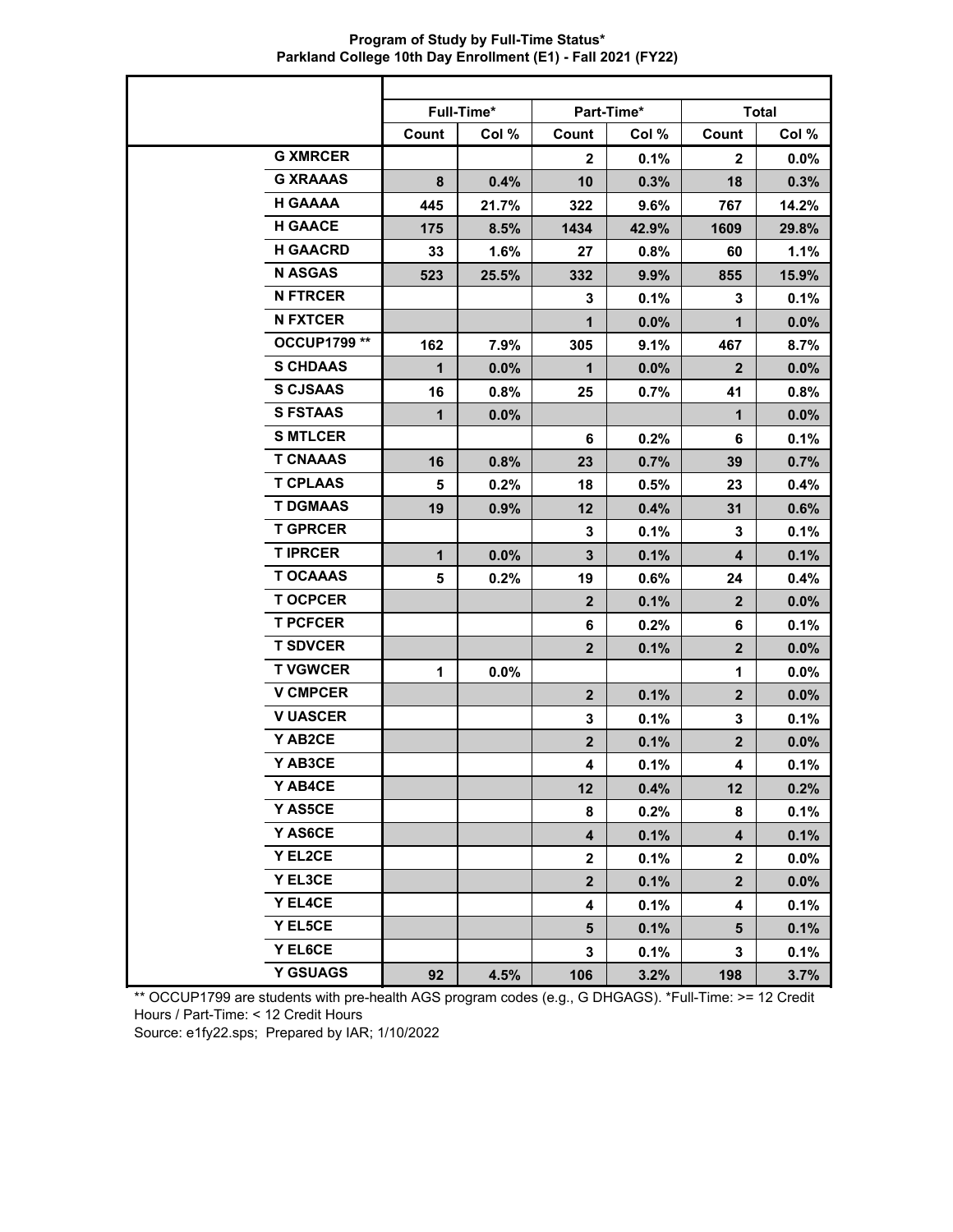**Program of Study by Full-Time Status***
**Parkland College 10th Day Enrollment (E1) - Fall 2021 (FY22)**

| | Full-Time* | | Part-Time* | | Total | |
|---|---|---|---|---|---|---|
| | Count | Col % | Count | Col % | Count | Col % |
| G XMRCER | | | 2 | 0.1% | 2 | 0.0% |
| G XRAAAS | 8 | 0.4% | 10 | 0.3% | 18 | 0.3% |
| H GAAAA | 445 | 21.7% | 322 | 9.6% | 767 | 14.2% |
| H GAACE | 175 | 8.5% | 1434 | 42.9% | 1609 | 29.8% |
| H GAACRD | 33 | 1.6% | 27 | 0.8% | 60 | 1.1% |
| N ASGAS | 523 | 25.5% | 332 | 9.9% | 855 | 15.9% |
| N FTRCER | | | 3 | 0.1% | 3 | 0.1% |
| N FXTCER | | | 1 | 0.0% | 1 | 0.0% |
| OCCUP1799 ** | 162 | 7.9% | 305 | 9.1% | 467 | 8.7% |
| S CHDAAS | 1 | 0.0% | 1 | 0.0% | 2 | 0.0% |
| S CJSAAS | 16 | 0.8% | 25 | 0.7% | 41 | 0.8% |
| S FSTAAS | 1 | 0.0% | | | 1 | 0.0% |
| S MTLCER | | | 6 | 0.2% | 6 | 0.1% |
| T CNAAAS | 16 | 0.8% | 23 | 0.7% | 39 | 0.7% |
| T CPLAAS | 5 | 0.2% | 18 | 0.5% | 23 | 0.4% |
| T DGMAAS | 19 | 0.9% | 12 | 0.4% | 31 | 0.6% |
| T GPRCER | | | 3 | 0.1% | 3 | 0.1% |
| T IPRCER | 1 | 0.0% | 3 | 0.1% | 4 | 0.1% |
| T OCAAAS | 5 | 0.2% | 19 | 0.6% | 24 | 0.4% |
| T OCPCER | | | 2 | 0.1% | 2 | 0.0% |
| T PCFCER | | | 6 | 0.2% | 6 | 0.1% |
| T SDVCER | | | 2 | 0.1% | 2 | 0.0% |
| T VGWCER | 1 | 0.0% | | | 1 | 0.0% |
| V CMPCER | | | 2 | 0.1% | 2 | 0.0% |
| V UASCER | | | 3 | 0.1% | 3 | 0.1% |
| Y AB2CE | | | 2 | 0.1% | 2 | 0.0% |
| Y AB3CE | | | 4 | 0.1% | 4 | 0.1% |
| Y AB4CE | | | 12 | 0.4% | 12 | 0.2% |
| Y AS5CE | | | 8 | 0.2% | 8 | 0.1% |
| Y AS6CE | | | 4 | 0.1% | 4 | 0.1% |
| Y EL2CE | | | 2 | 0.1% | 2 | 0.0% |
| Y EL3CE | | | 2 | 0.1% | 2 | 0.0% |
| Y EL4CE | | | 4 | 0.1% | 4 | 0.1% |
| Y EL5CE | | | 5 | 0.1% | 5 | 0.1% |
| Y EL6CE | | | 3 | 0.1% | 3 | 0.1% |
| Y GSUAGS | 92 | 4.5% | 106 | 3.2% | 198 | 3.7% |

** OCCUP1799 are students with pre-health AGS program codes (e.g., G DHGAGS). *Full-Time: >= 12 Credit Hours / Part-Time: < 12 Credit Hours

Source: e1fy22.sps; Prepared by IAR; 1/10/2022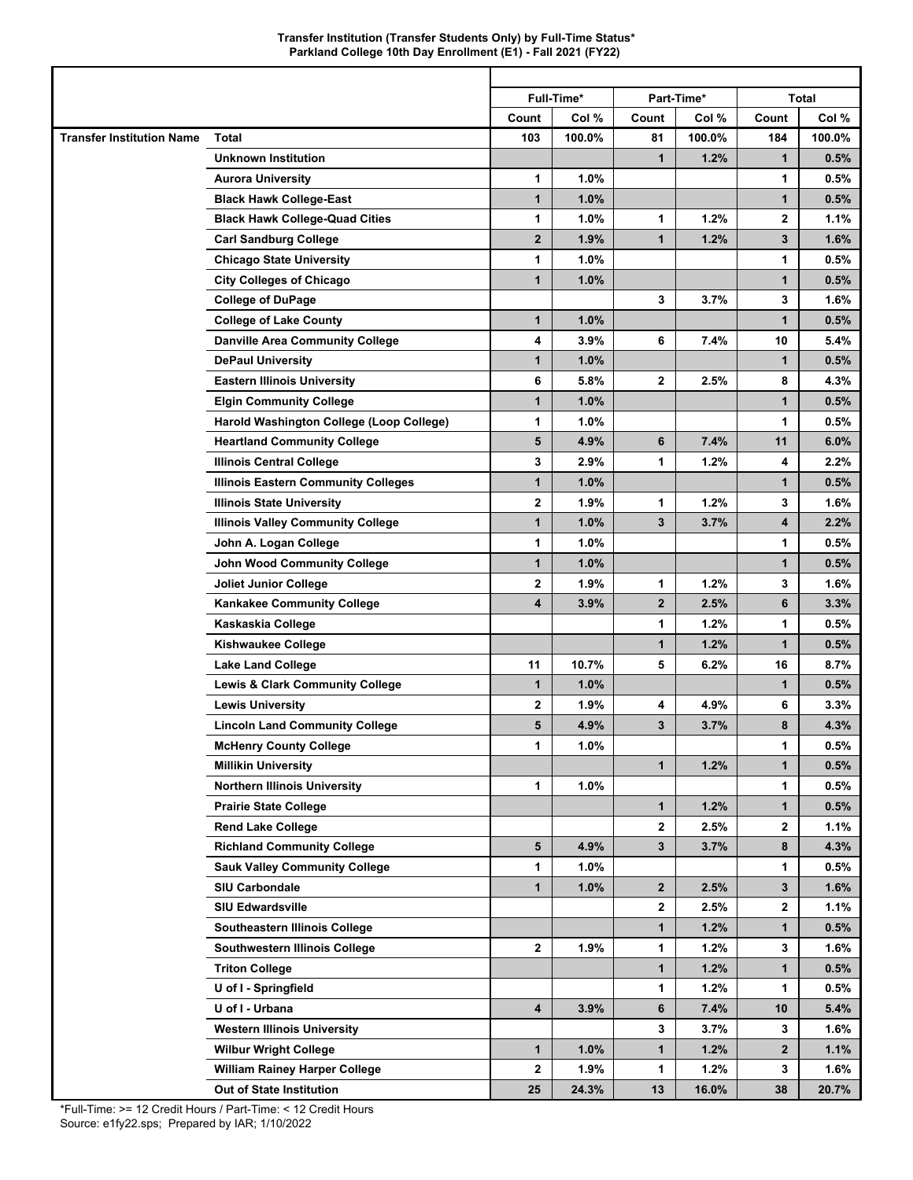**Transfer Institution (Transfer Students Only) by Full-Time Status***
**Parkland College 10th Day Enrollment (E1) - Fall 2021 (FY22)**

| | | Full-Time* | | Part-Time* | | Total | |
|---|---|---|---|---|---|---|---|
| | | Count | Col % | Count | Col % | Count | Col % |
| Transfer Institution Name | Total | 103 | 100.0% | 81 | 100.0% | 184 | 100.0% |
| | Unknown Institution | | | 1 | 1.2% | 1 | 0.5% |
| | Aurora University | 1 | 1.0% | | | 1 | 0.5% |
| | Black Hawk College-East | 1 | 1.0% | | | 1 | 0.5% |
| | Black Hawk College-Quad Cities | 1 | 1.0% | 1 | 1.2% | 2 | 1.1% |
| | Carl Sandburg College | 2 | 1.9% | 1 | 1.2% | 3 | 1.6% |
| | Chicago State University | 1 | 1.0% | | | 1 | 0.5% |
| | City Colleges of Chicago | 1 | 1.0% | | | 1 | 0.5% |
| | College of DuPage | | | 3 | 3.7% | 3 | 1.6% |
| | College of Lake County | 1 | 1.0% | | | 1 | 0.5% |
| | Danville Area Community College | 4 | 3.9% | 6 | 7.4% | 10 | 5.4% |
| | DePaul University | 1 | 1.0% | | | 1 | 0.5% |
| | Eastern Illinois University | 6 | 5.8% | 2 | 2.5% | 8 | 4.3% |
| | Elgin Community College | 1 | 1.0% | | | 1 | 0.5% |
| | Harold Washington College (Loop College) | 1 | 1.0% | | | 1 | 0.5% |
| | Heartland Community College | 5 | 4.9% | 6 | 7.4% | 11 | 6.0% |
| | Illinois Central College | 3 | 2.9% | 1 | 1.2% | 4 | 2.2% |
| | Illinois Eastern Community Colleges | 1 | 1.0% | | | 1 | 0.5% |
| | Illinois State University | 2 | 1.9% | 1 | 1.2% | 3 | 1.6% |
| | Illinois Valley Community College | 1 | 1.0% | 3 | 3.7% | 4 | 2.2% |
| | John A. Logan College | 1 | 1.0% | | | 1 | 0.5% |
| | John Wood Community College | 1 | 1.0% | | | 1 | 0.5% |
| | Joliet Junior College | 2 | 1.9% | 1 | 1.2% | 3 | 1.6% |
| | Kankakee Community College | 4 | 3.9% | 2 | 2.5% | 6 | 3.3% |
| | Kaskaskia College | | | 1 | 1.2% | 1 | 0.5% |
| | Kishwaukee College | | | 1 | 1.2% | 1 | 0.5% |
| | Lake Land College | 11 | 10.7% | 5 | 6.2% | 16 | 8.7% |
| | Lewis & Clark Community College | 1 | 1.0% | | | 1 | 0.5% |
| | Lewis University | 2 | 1.9% | 4 | 4.9% | 6 | 3.3% |
| | Lincoln Land Community College | 5 | 4.9% | 3 | 3.7% | 8 | 4.3% |
| | McHenry County College | 1 | 1.0% | | | 1 | 0.5% |
| | Millikin University | | | 1 | 1.2% | 1 | 0.5% |
| | Northern Illinois University | 1 | 1.0% | | | 1 | 0.5% |
| | Prairie State College | | | 1 | 1.2% | 1 | 0.5% |
| | Rend Lake College | | | 2 | 2.5% | 2 | 1.1% |
| | Richland Community College | 5 | 4.9% | 3 | 3.7% | 8 | 4.3% |
| | Sauk Valley Community College | 1 | 1.0% | | | 1 | 0.5% |
| | SIU Carbondale | 1 | 1.0% | 2 | 2.5% | 3 | 1.6% |
| | SIU Edwardsville | | | 2 | 2.5% | 2 | 1.1% |
| | Southeastern Illinois College | | | 1 | 1.2% | 1 | 0.5% |
| | Southwestern Illinois College | 2 | 1.9% | 1 | 1.2% | 3 | 1.6% |
| | Triton College | | | 1 | 1.2% | 1 | 0.5% |
| | U of I - Springfield | | | 1 | 1.2% | 1 | 0.5% |
| | U of I - Urbana | 4 | 3.9% | 6 | 7.4% | 10 | 5.4% |
| | Western Illinois University | | | 3 | 3.7% | 3 | 1.6% |
| | Wilbur Wright College | 1 | 1.0% | 1 | 1.2% | 2 | 1.1% |
| | William Rainey Harper College | 2 | 1.9% | 1 | 1.2% | 3 | 1.6% |
| | Out of State Institution | 25 | 24.3% | 13 | 16.0% | 38 | 20.7% |

*Full-Time: >= 12 Credit Hours / Part-Time: < 12 Credit Hours
Source: e1fy22.sps; Prepared by IAR; 1/10/2022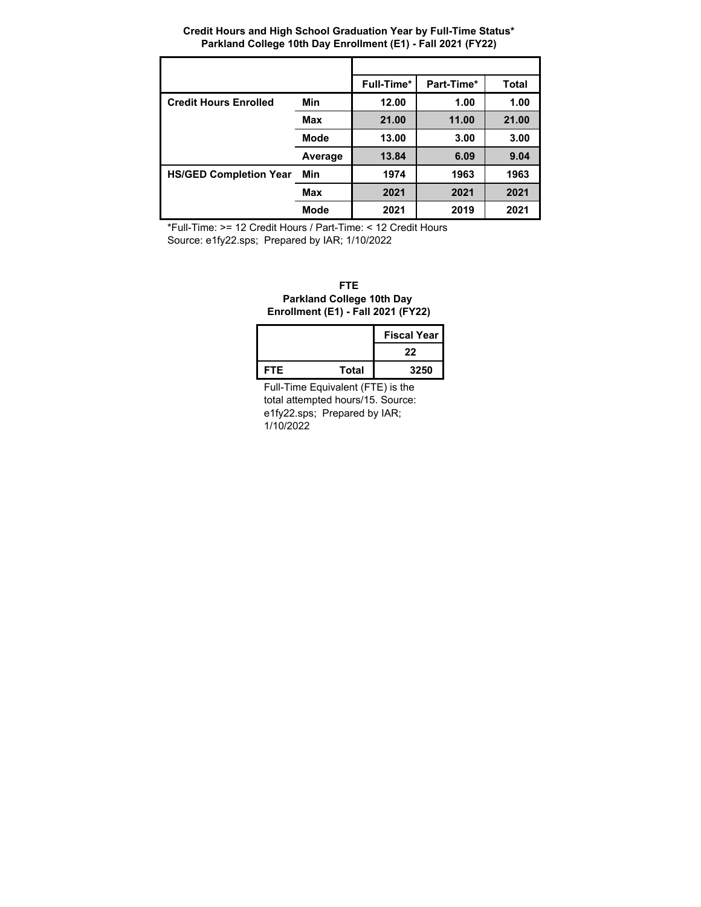**Credit Hours and High School Graduation Year by Full-Time Status***
**Parkland College 10th Day Enrollment (E1) - Fall 2021 (FY22)**

| | | Full-Time* | Part-Time* | Total |
|---|---|---|---|---|
| **Credit Hours Enrolled** | **Min** | **12.00** | **1.00** | **1.00** |
| | **Max** | **21.00** | **11.00** | **21.00** |
| | **Mode** | **13.00** | **3.00** | **3.00** |
| | **Average** | **13.84** | **6.09** | **9.04** |
| **HS/GED Completion Year** | **Min** | **1974** | **1963** | **1963** |
| | **Max** | **2021** | **2021** | **2021** |
| | **Mode** | **2021** | **2019** | **2021** |

*Full-Time: >= 12 Credit Hours / Part-Time: < 12 Credit Hours
Source: e1fy22.sps; Prepared by IAR; 1/10/2022

**FTE**
**Parkland College 10th Day**
**Enrollment (E1) - Fall 2021 (FY22)**

| | | Fiscal Year |
|---|---|---|
| | | **22** |
| **FTE** | **Total** | **3250** |

Full-Time Equivalent (FTE) is the total attempted hours/15. Source: e1fy22.sps; Prepared by IAR; 1/10/2022